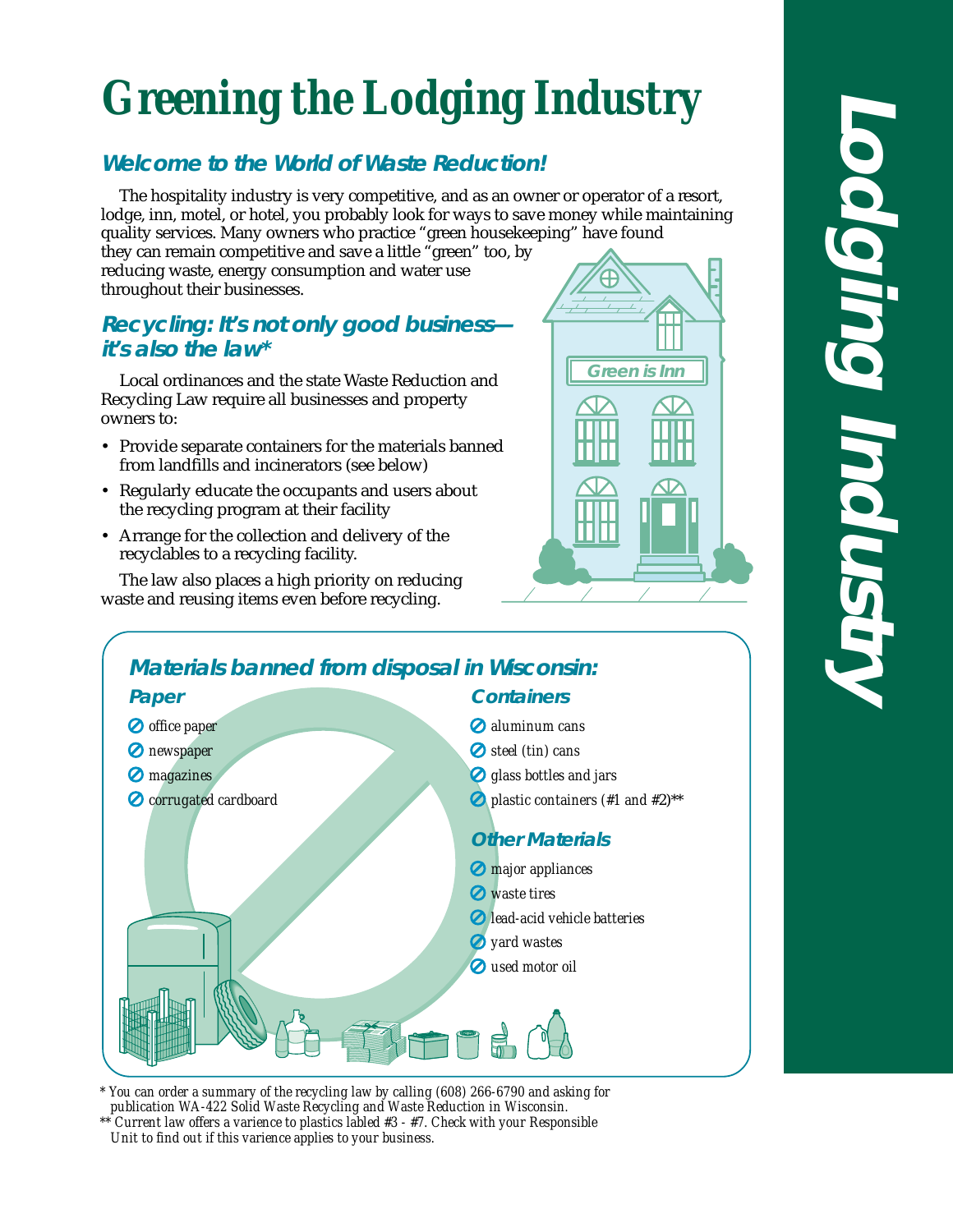# Greening the Lodging Industry

## Welcome to the World of Waste Reduction!

The hospitality industry is very competitive, and as an owner or operator of a resort, lodge, inn, motel, or hotel, you probably look for ways to save money while maintaining quality services. Many owners who practice "green housekeeping" have found they can remain competitive and save a little "green" too, by reducing waste, energy consumption and water use throughout their businesses.

## Recycling: It's not only good business—it's also the law*

Local ordinances and the state Waste Reduction and Recycling Law require all businesses and property owners to:

- Provide separate containers for the materials banned from landfills and incinerators (see below)
- Regularly educate the occupants and users about the recycling program at their facility
- Arrange for the collection and delivery of the recyclables to a recycling facility.

The law also places a high priority on reducing waste and reusing items even before recycling.

## Materials banned from disposal in Wisconsin:

### Paper

- office paper
- newspaper
- magazines
- corrugated cardboard

### Containers

- aluminum cans
- steel (tin) cans
- glass bottles and jars
- plastic containers (#1 and #2)**

### Other Materials

- major appliances
- waste tires
- lead-acid vehicle batteries
- yard wastes
- used motor oil

\* You can order a summary of the recycling law by calling (608) 266-6790 and asking for publication WA-422 Solid Waste Recycling and Waste Reduction in Wisconsin.

** Current law offers a varience to plastics labled #3 - #7. Check with your Responsible Unit to find out if this varience applies to your business.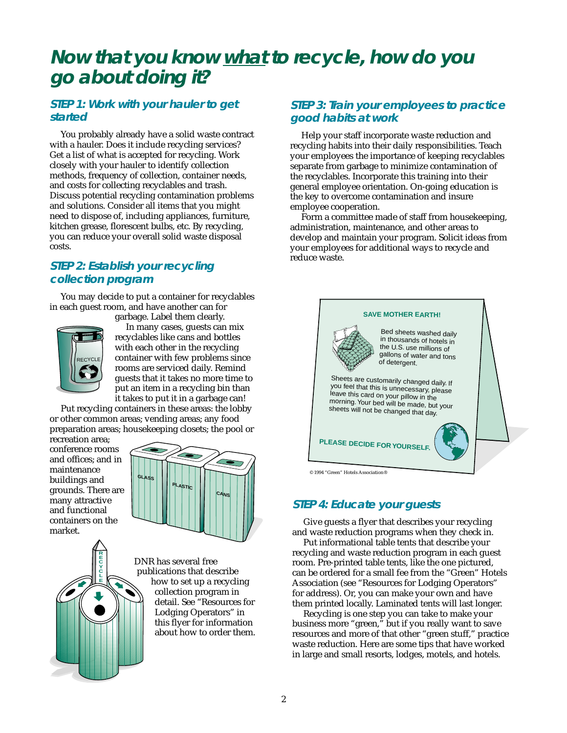# Now that you know *what* to recycle, how do you go about doing it?

## STEP 1: Work with your hauler to get started

You probably already have a solid waste contract with a hauler. Does it include recycling services? Get a list of what is accepted for recycling. Work closely with your hauler to identify collection methods, frequency of collection, container needs, and costs for collecting recyclables and trash. Discuss potential recycling contamination problems and solutions. Consider all items that you might need to dispose of, including appliances, furniture, kitchen grease, florescent bulbs, etc. By recycling, you can reduce your overall solid waste disposal costs.

## STEP 2: Establish your recycling collection program

You may decide to put a container for recyclables in each guest room, and have another can for garbage. Label them clearly.

In many cases, guests can mix recyclables like cans and bottles with each other in the recycling container with few problems since rooms are serviced daily. Remind guests that it takes no more time to put an item in a recycling bin than it takes to put it in a garbage can!

Put recycling containers in these areas: the lobby or other common areas; vending areas; any food preparation areas; housekeeping closets; the pool or recreation area; conference rooms and offices; and in maintenance buildings and grounds. There are many attractive and functional containers on the market.

DNR has several free publications that describe how to set up a recycling collection program in detail. See "Resources for Lodging Operators" in this flyer for information about how to order them.

## STEP 3: Train your employees to practice good habits at work

Help your staff incorporate waste reduction and recycling habits into their daily responsibilities. Teach your employees the importance of keeping recyclables separate from garbage to minimize contamination of the recyclables. Incorporate this training into their general employee orientation. On-going education is the key to overcome contamination and insure employee cooperation.

Form a committee made of staff from housekeeping, administration, maintenance, and other areas to develop and maintain your program. Solicit ideas from your employees for additional ways to recycle and reduce waste.

SAVE MOTHER EARTH!

Bed sheets washed daily in thousands of hotels in the U.S. use millions of gallons of water and tons of detergent.

Sheets are customarily changed daily. If you feel that this is unnecessary, please leave this card on your pillow in the morning. Your bed will be made, but your sheets will not be changed that day.

PLEASE DECIDE FOR YOURSELF.

© 1994 "Green" Hotels Association®

## STEP 4: Educate your guests

Give guests a flyer that describes your recycling and waste reduction programs when they check in.

Put informational table tents that describe your recycling and waste reduction program in each guest room. Pre-printed table tents, like the one pictured, can be ordered for a small fee from the "Green" Hotels Association (see "Resources for Lodging Operators" for address). Or, you can make your own and have them printed locally. Laminated tents will last longer.

Recycling is one step you can take to make your business more "green," but if you really want to save resources and more of that other "green stuff," practice waste reduction. Here are some tips that have worked in large and small resorts, lodges, motels, and hotels.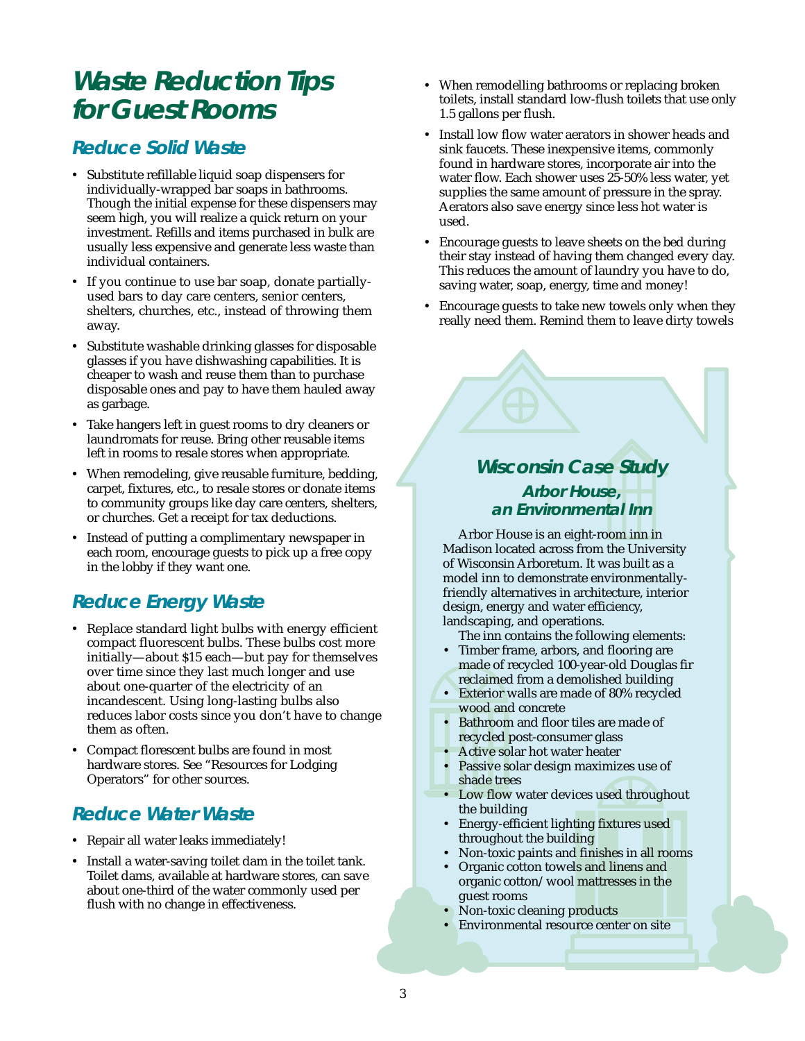# Waste Reduction Tips for Guest Rooms

## Reduce Solid Waste

- Substitute refillable liquid soap dispensers for individually-wrapped bar soaps in bathrooms. Though the initial expense for these dispensers may seem high, you will realize a quick return on your investment. Refills and items purchased in bulk are usually less expensive and generate less waste than individual containers.
- If you continue to use bar soap, donate partially-used bars to day care centers, senior centers, shelters, churches, etc., instead of throwing them away.
- Substitute washable drinking glasses for disposable glasses if you have dishwashing capabilities. It is cheaper to wash and reuse them than to purchase disposable ones and pay to have them hauled away as garbage.
- Take hangers left in guest rooms to dry cleaners or laundromats for reuse. Bring other reusable items left in rooms to resale stores when appropriate.
- When remodeling, give reusable furniture, bedding, carpet, fixtures, etc., to resale stores or donate items to community groups like day care centers, shelters, or churches. Get a receipt for tax deductions.
- Instead of putting a complimentary newspaper in each room, encourage guests to pick up a free copy in the lobby if they want one.

## Reduce Energy Waste

- Replace standard light bulbs with energy efficient compact fluorescent bulbs. These bulbs cost more initially—about $15 each—but pay for themselves over time since they last much longer and use about one-quarter of the electricity of an incandescent. Using long-lasting bulbs also reduces labor costs since you don't have to change them as often.
- Compact florescent bulbs are found in most hardware stores. See "Resources for Lodging Operators" for other sources.

## Reduce Water Waste

- Repair all water leaks immediately!
- Install a water-saving toilet dam in the toilet tank. Toilet dams, available at hardware stores, can save about one-third of the water commonly used per flush with no change in effectiveness.
- When remodelling bathrooms or replacing broken toilets, install standard low-flush toilets that use only 1.5 gallons per flush.
- Install low flow water aerators in shower heads and sink faucets. These inexpensive items, commonly found in hardware stores, incorporate air into the water flow. Each shower uses 25-50% less water, yet supplies the same amount of pressure in the spray. Aerators also save energy since less hot water is used.
- Encourage guests to leave sheets on the bed during their stay instead of having them changed every day. This reduces the amount of laundry you have to do, saving water, soap, energy, time and money!
- Encourage guests to take new towels only when they really need them. Remind them to leave dirty towels

## Wisconsin Case Study

### Arbor House, an Environmental Inn

Arbor House is an eight-room inn in Madison located across from the University of Wisconsin Arboretum. It was built as a model inn to demonstrate environmentally-friendly alternatives in architecture, interior design, energy and water efficiency, landscaping, and operations.

The inn contains the following elements:

- Timber frame, arbors, and flooring are made of recycled 100-year-old Douglas fir reclaimed from a demolished building
- Exterior walls are made of 80% recycled wood and concrete
- Bathroom and floor tiles are made of recycled post-consumer glass
- Active solar hot water heater
- Passive solar design maximizes use of shade trees
- Low flow water devices used throughout the building
- Energy-efficient lighting fixtures used throughout the building
- Non-toxic paints and finishes in all rooms
- Organic cotton towels and linens and organic cotton/wool mattresses in the guest rooms
- Non-toxic cleaning products
- Environmental resource center on site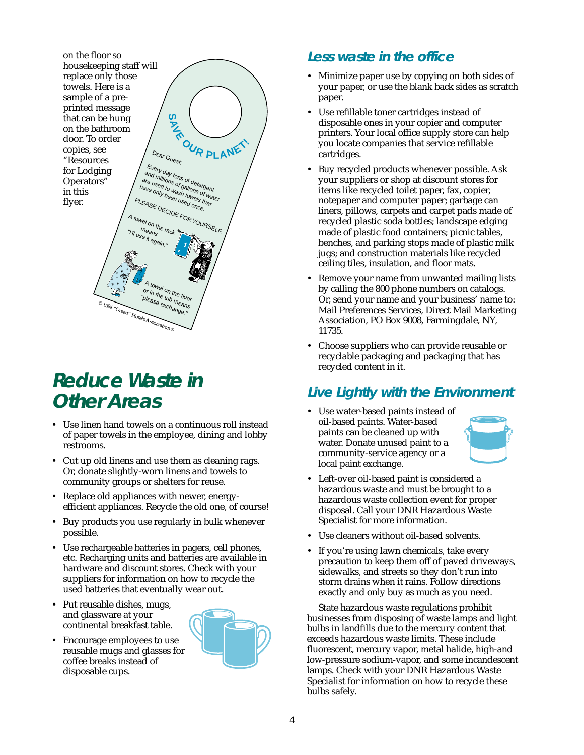on the floor so housekeeping staff will replace only those towels. Here is a sample of a pre-printed message that can be hung on the bathroom door. To order copies, see "Resources for Lodging Operators" in this flyer.

SAVE OUR PLANET!

Dear Guest:

Every day tons of detergent and millions of gallons of water are used to wash towels that have only been used once.

PLEASE DECIDE FOR YOURSELF.

A towel on the rack means "I'll use it again."

A towel on the floor or in the tub means "please exchange."

© 1994 "Green" Hotels Association®

# Reduce Waste in Other Areas

- Use linen hand towels on a continuous roll instead of paper towels in the employee, dining and lobby restrooms.
- Cut up old linens and use them as cleaning rags. Or, donate slightly-worn linens and towels to community groups or shelters for reuse.
- Replace old appliances with newer, energy-efficient appliances. Recycle the old one, of course!
- Buy products you use regularly in bulk whenever possible.
- Use rechargeable batteries in pagers, cell phones, etc. Recharging units and batteries are available in hardware and discount stores. Check with your suppliers for information on how to recycle the used batteries that eventually wear out.
- Put reusable dishes, mugs, and glassware at your continental breakfast table.
- Encourage employees to use reusable mugs and glasses for coffee breaks instead of disposable cups.

## Less waste in the office

- Minimize paper use by copying on both sides of your paper, or use the blank back sides as scratch paper.
- Use refillable toner cartridges instead of disposable ones in your copier and computer printers. Your local office supply store can help you locate companies that service refillable cartridges.
- Buy recycled products whenever possible. Ask your suppliers or shop at discount stores for items like recycled toilet paper, fax, copier, notepaper and computer paper; garbage can liners, pillows, carpets and carpet pads made of recycled plastic soda bottles; landscape edging made of plastic food containers; picnic tables, benches, and parking stops made of plastic milk jugs; and construction materials like recycled ceiling tiles, insulation, and floor mats.
- Remove your name from unwanted mailing lists by calling the 800 phone numbers on catalogs. Or, send your name and your business' name to: Mail Preferences Services, Direct Mail Marketing Association, PO Box 9008, Farmingdale, NY, 11735.
- Choose suppliers who can provide reusable or recyclable packaging and packaging that has recycled content in it.

## Live Lightly with the Environment

- Use water-based paints instead of oil-based paints. Water-based paints can be cleaned up with water. Donate unused paint to a community-service agency or a local paint exchange.
- Left-over oil-based paint is considered a hazardous waste and must be brought to a hazardous waste collection event for proper disposal. Call your DNR Hazardous Waste Specialist for more information.
- Use cleaners without oil-based solvents.
- If you're using lawn chemicals, take every precaution to keep them off of paved driveways, sidewalks, and streets so they don't run into storm drains when it rains. Follow directions exactly and only buy as much as you need.

State hazardous waste regulations prohibit businesses from disposing of waste lamps and light bulbs in landfills due to the mercury content that exceeds hazardous waste limits. These include fluorescent, mercury vapor, metal halide, high-and low-pressure sodium-vapor, and some incandescent lamps. Check with your DNR Hazardous Waste Specialist for information on how to recycle these bulbs safely.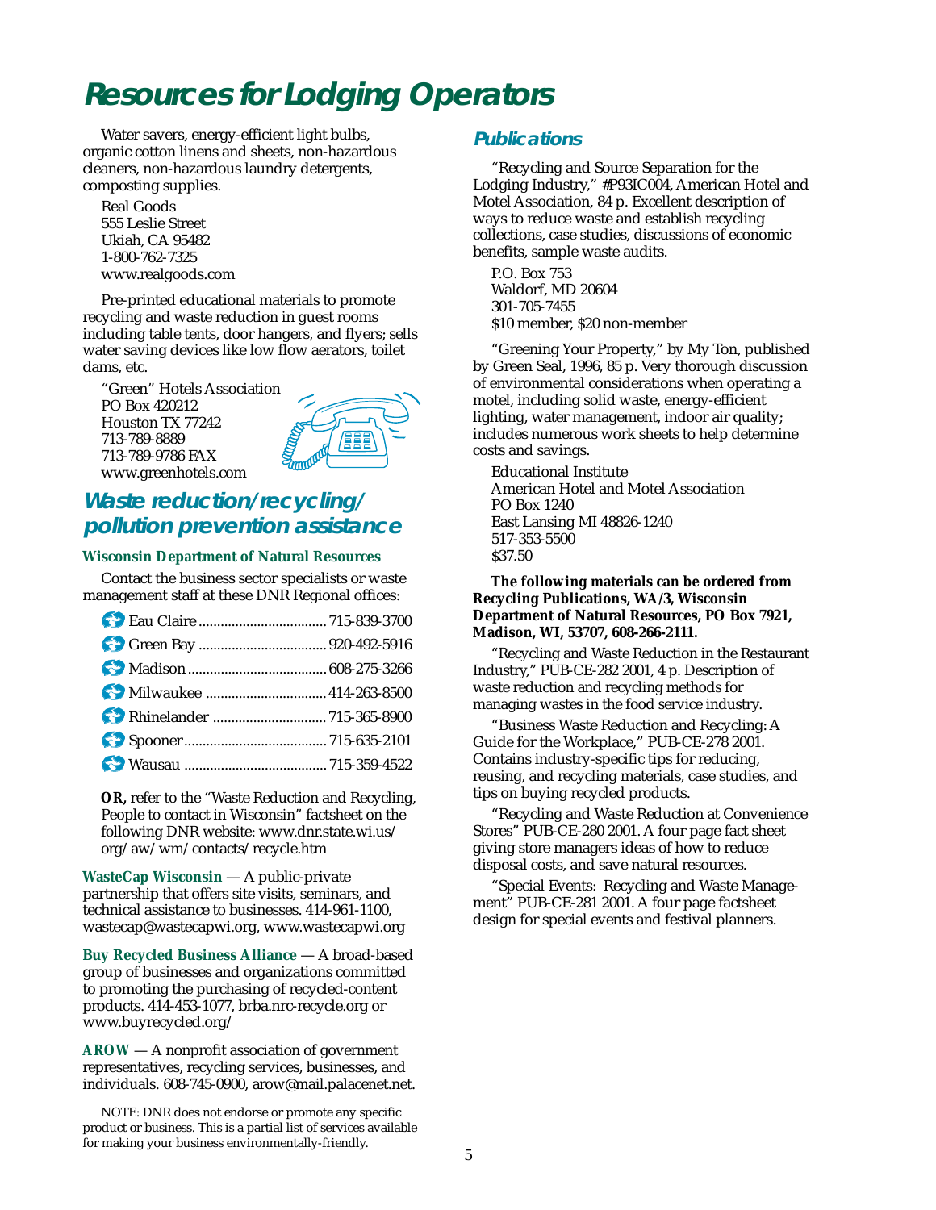# Resources for Lodging Operators

Water savers, energy-efficient light bulbs, organic cotton linens and sheets, non-hazardous cleaners, non-hazardous laundry detergents, composting supplies.

Real Goods
555 Leslie Street
Ukiah, CA 95482
1-800-762-7325
www.realgoods.com

Pre-printed educational materials to promote recycling and waste reduction in guest rooms including table tents, door hangers, and flyers; sells water saving devices like low flow aerators, toilet dams, etc.

"Green" Hotels Association
PO Box 420212
Houston TX 77242
713-789-8889
713-789-9786 FAX
www.greenhotels.com

## Waste reduction/recycling/ pollution prevention assistance

**Wisconsin Department of Natural Resources**

Contact the business sector specialists or waste management staff at these DNR Regional offices:

- Eau Claire .................................. 715-839-3700
- Green Bay .................................. 920-492-5916
- Madison ..................................... 608-275-3266
- Milwaukee ................................. 414-263-8500
- Rhinelander ............................... 715-365-8900
- Spooner ...................................... 715-635-2101
- Wausau ...................................... 715-359-4522

**OR,** refer to the "Waste Reduction and Recycling, People to contact in Wisconsin" factsheet on the following DNR website: www.dnr.state.wi.us/org/aw/wm/contacts/recycle.htm

**WasteCap Wisconsin** — A public-private partnership that offers site visits, seminars, and technical assistance to businesses. 414-961-1100, wastecap@wastecapwi.org, www.wastecapwi.org

**Buy Recycled Business Alliance** — A broad-based group of businesses and organizations committed to promoting the purchasing of recycled-content products. 414-453-1077, brba.nrc-recycle.org or www.buyrecycled.org/

**AROW** — A nonprofit association of government representatives, recycling services, businesses, and individuals. 608-745-0900, arow@mail.palacenet.net.

NOTE: DNR does not endorse or promote any specific product or business. This is a partial list of services available for making your business environmentally-friendly.

## Publications

"Recycling and Source Separation for the Lodging Industry," #P93IC004, American Hotel and Motel Association, 84 p. Excellent description of ways to reduce waste and establish recycling collections, case studies, discussions of economic benefits, sample waste audits.

P.O. Box 753
Waldorf, MD 20604
301-705-7455
$10 member, $20 non-member

"Greening Your Property," by My Ton, published by Green Seal, 1996, 85 p. Very thorough discussion of environmental considerations when operating a motel, including solid waste, energy-efficient lighting, water management, indoor air quality; includes numerous work sheets to help determine costs and savings.

Educational Institute
American Hotel and Motel Association
PO Box 1240
East Lansing MI 48826-1240
517-353-5500
$37.50

**The following materials can be ordered from Recycling Publications, WA/3, Wisconsin Department of Natural Resources, PO Box 7921, Madison, WI, 53707, 608-266-2111.**

"Recycling and Waste Reduction in the Restaurant Industry," PUB-CE-282 2001, 4 p. Description of waste reduction and recycling methods for managing wastes in the food service industry.

"Business Waste Reduction and Recycling: A Guide for the Workplace," PUB-CE-278 2001. Contains industry-specific tips for reducing, reusing, and recycling materials, case studies, and tips on buying recycled products.

"Recycling and Waste Reduction at Convenience Stores" PUB-CE-280 2001. A four page fact sheet giving store managers ideas of how to reduce disposal costs, and save natural resources.

"Special Events: Recycling and Waste Management" PUB-CE-281 2001. A four page factsheet design for special events and festival planners.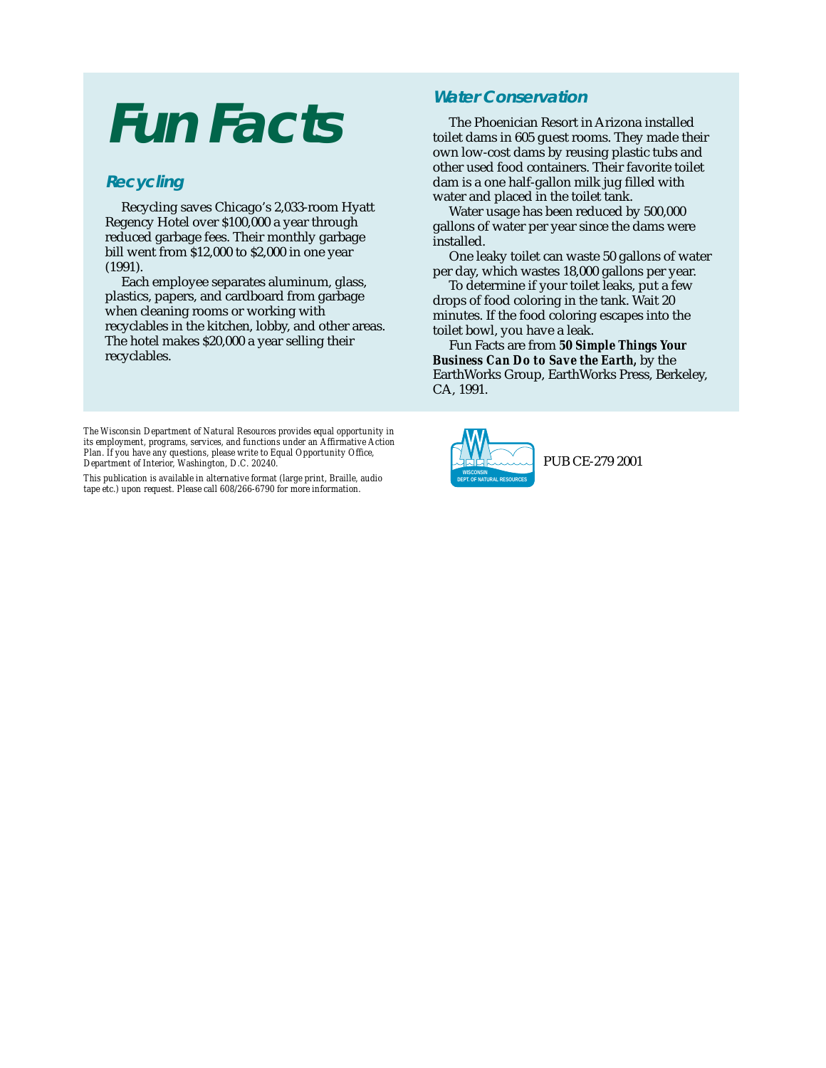# Fun Facts

## Recycling

Recycling saves Chicago's 2,033-room Hyatt Regency Hotel over $100,000 a year through reduced garbage fees. Their monthly garbage bill went from $12,000 to $2,000 in one year (1991).

Each employee separates aluminum, glass, plastics, papers, and cardboard from garbage when cleaning rooms or working with recyclables in the kitchen, lobby, and other areas. The hotel makes $20,000 a year selling their recyclables.

## Water Conservation

The Phoenician Resort in Arizona installed toilet dams in 605 guest rooms. They made their own low-cost dams by reusing plastic tubs and other used food containers. Their favorite toilet dam is a one half-gallon milk jug filled with water and placed in the toilet tank.

Water usage has been reduced by 500,000 gallons of water per year since the dams were installed.

One leaky toilet can waste 50 gallons of water per day, which wastes 18,000 gallons per year.

To determine if your toilet leaks, put a few drops of food coloring in the tank. Wait 20 minutes. If the food coloring escapes into the toilet bowl, you have a leak.

Fun Facts are from ***50 Simple Things Your Business Can Do to Save the Earth,*** by the EarthWorks Group, EarthWorks Press, Berkeley, CA, 1991.

*The Wisconsin Department of Natural Resources provides equal opportunity in its employment, programs, services, and functions under an Affirmative Action Plan. If you have any questions, please write to Equal Opportunity Office, Department of Interior, Washington, D.C. 20240.*

*This publication is available in alternative format (large print, Braille, audio tape etc.) upon request. Please call 608/266-6790 for more information.*

WISCONSIN DEPT. OF NATURAL RESOURCES

PUB CE-279 2001